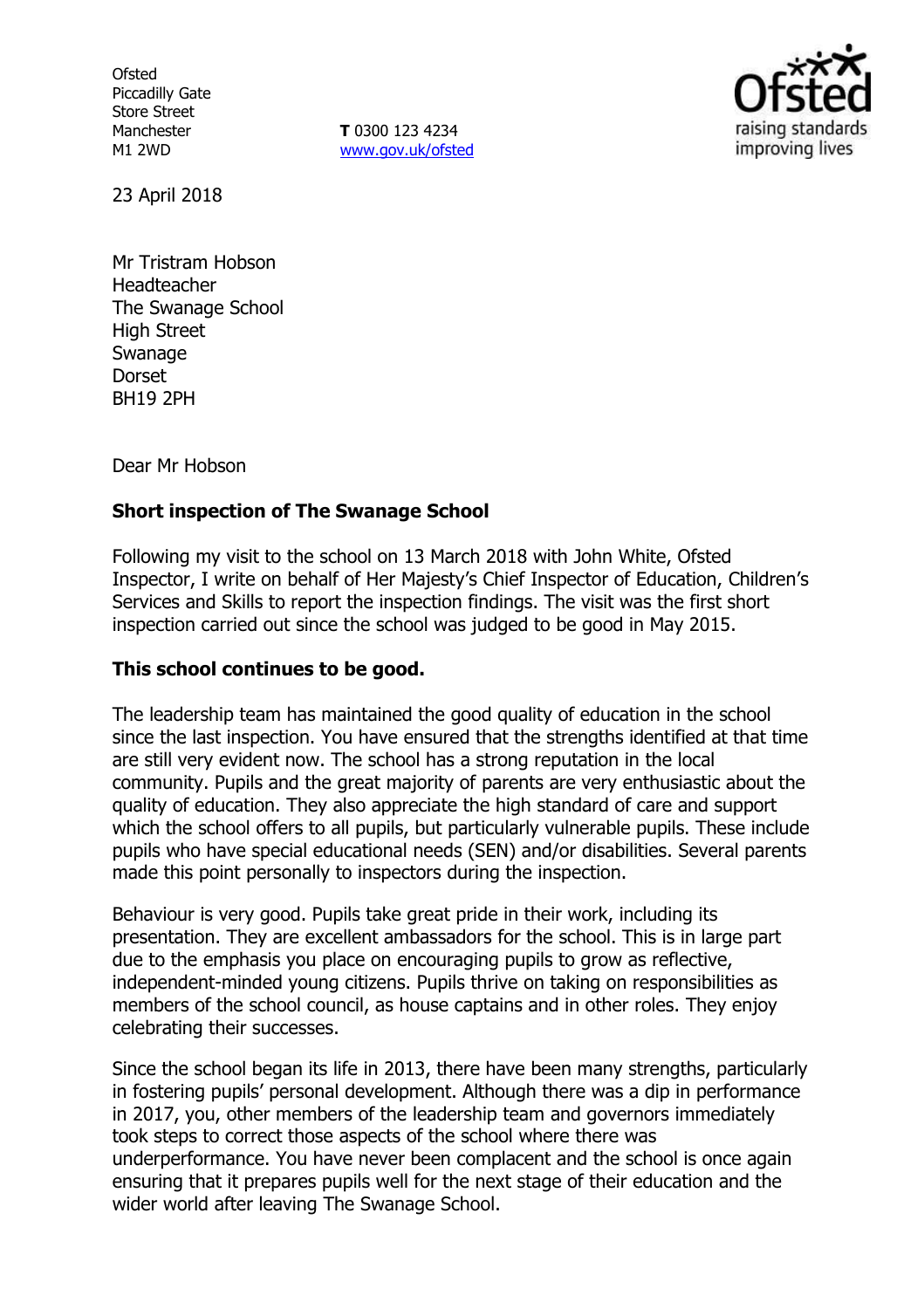Ofsted
Piccadilly Gate
Store Street
Manchester
M1 2WD

**T** 0300 123 4234
www.gov.uk/ofsted

23 April 2018

Mr Tristram Hobson
Headteacher
The Swanage School
High Street
Swanage
Dorset
BH19 2PH

Dear Mr Hobson

**Short inspection of The Swanage School**

Following my visit to the school on 13 March 2018 with John White, Ofsted Inspector, I write on behalf of Her Majesty's Chief Inspector of Education, Children's Services and Skills to report the inspection findings. The visit was the first short inspection carried out since the school was judged to be good in May 2015.

**This school continues to be good.**

The leadership team has maintained the good quality of education in the school since the last inspection. You have ensured that the strengths identified at that time are still very evident now. The school has a strong reputation in the local community. Pupils and the great majority of parents are very enthusiastic about the quality of education. They also appreciate the high standard of care and support which the school offers to all pupils, but particularly vulnerable pupils. These include pupils who have special educational needs (SEN) and/or disabilities. Several parents made this point personally to inspectors during the inspection.

Behaviour is very good. Pupils take great pride in their work, including its presentation. They are excellent ambassadors for the school. This is in large part due to the emphasis you place on encouraging pupils to grow as reflective, independent-minded young citizens. Pupils thrive on taking on responsibilities as members of the school council, as house captains and in other roles. They enjoy celebrating their successes.

Since the school began its life in 2013, there have been many strengths, particularly in fostering pupils' personal development. Although there was a dip in performance in 2017, you, other members of the leadership team and governors immediately took steps to correct those aspects of the school where there was underperformance. You have never been complacent and the school is once again ensuring that it prepares pupils well for the next stage of their education and the wider world after leaving The Swanage School.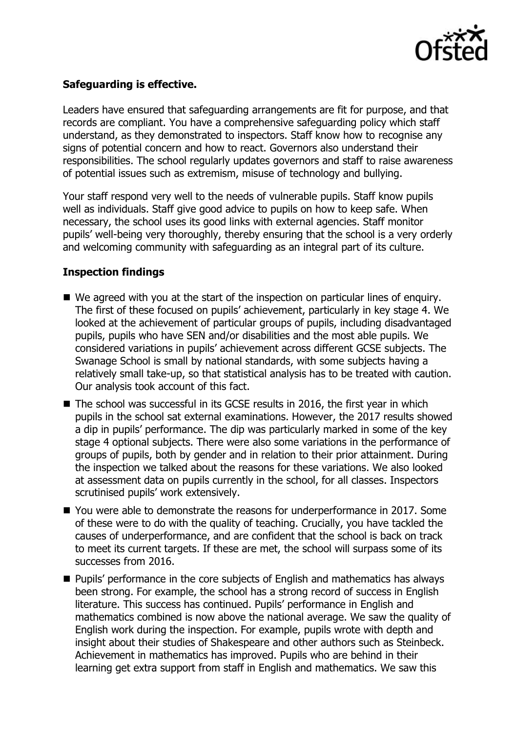**Safeguarding is effective.**

Leaders have ensured that safeguarding arrangements are fit for purpose, and that records are compliant. You have a comprehensive safeguarding policy which staff understand, as they demonstrated to inspectors. Staff know how to recognise any signs of potential concern and how to react. Governors also understand their responsibilities. The school regularly updates governors and staff to raise awareness of potential issues such as extremism, misuse of technology and bullying.

Your staff respond very well to the needs of vulnerable pupils. Staff know pupils well as individuals. Staff give good advice to pupils on how to keep safe. When necessary, the school uses its good links with external agencies. Staff monitor pupils' well-being very thoroughly, thereby ensuring that the school is a very orderly and welcoming community with safeguarding as an integral part of its culture.

**Inspection findings**

- We agreed with you at the start of the inspection on particular lines of enquiry. The first of these focused on pupils' achievement, particularly in key stage 4. We looked at the achievement of particular groups of pupils, including disadvantaged pupils, pupils who have SEN and/or disabilities and the most able pupils. We considered variations in pupils' achievement across different GCSE subjects. The Swanage School is small by national standards, with some subjects having a relatively small take-up, so that statistical analysis has to be treated with caution. Our analysis took account of this fact.
- The school was successful in its GCSE results in 2016, the first year in which pupils in the school sat external examinations. However, the 2017 results showed a dip in pupils' performance. The dip was particularly marked in some of the key stage 4 optional subjects. There were also some variations in the performance of groups of pupils, both by gender and in relation to their prior attainment. During the inspection we talked about the reasons for these variations. We also looked at assessment data on pupils currently in the school, for all classes. Inspectors scrutinised pupils' work extensively.
- You were able to demonstrate the reasons for underperformance in 2017. Some of these were to do with the quality of teaching. Crucially, you have tackled the causes of underperformance, and are confident that the school is back on track to meet its current targets. If these are met, the school will surpass some of its successes from 2016.
- Pupils' performance in the core subjects of English and mathematics has always been strong. For example, the school has a strong record of success in English literature. This success has continued. Pupils' performance in English and mathematics combined is now above the national average. We saw the quality of English work during the inspection. For example, pupils wrote with depth and insight about their studies of Shakespeare and other authors such as Steinbeck. Achievement in mathematics has improved. Pupils who are behind in their learning get extra support from staff in English and mathematics. We saw this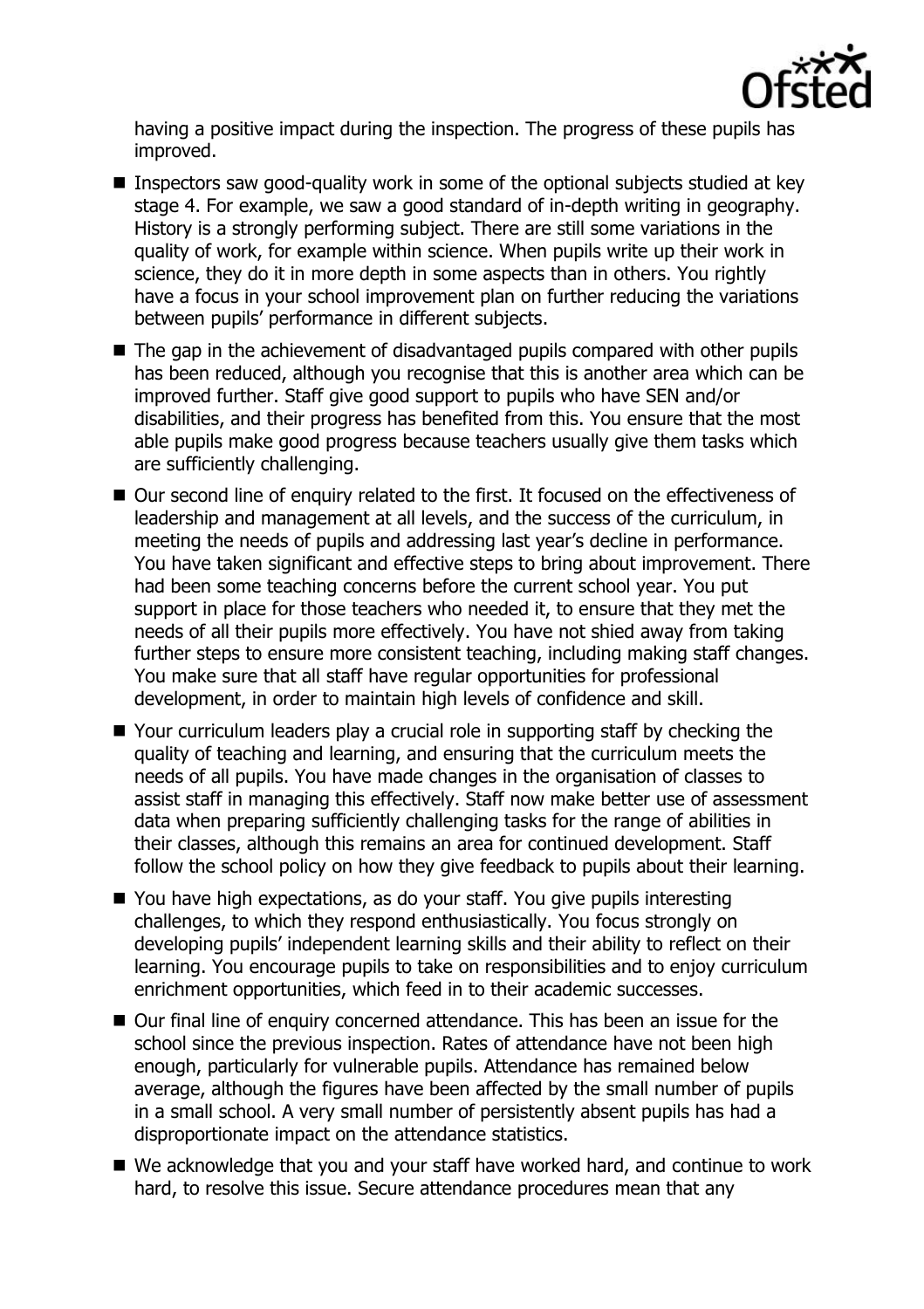having a positive impact during the inspection. The progress of these pupils has improved.

- Inspectors saw good-quality work in some of the optional subjects studied at key stage 4. For example, we saw a good standard of in-depth writing in geography. History is a strongly performing subject. There are still some variations in the quality of work, for example within science. When pupils write up their work in science, they do it in more depth in some aspects than in others. You rightly have a focus in your school improvement plan on further reducing the variations between pupils' performance in different subjects.
- The gap in the achievement of disadvantaged pupils compared with other pupils has been reduced, although you recognise that this is another area which can be improved further. Staff give good support to pupils who have SEN and/or disabilities, and their progress has benefited from this. You ensure that the most able pupils make good progress because teachers usually give them tasks which are sufficiently challenging.
- Our second line of enquiry related to the first. It focused on the effectiveness of leadership and management at all levels, and the success of the curriculum, in meeting the needs of pupils and addressing last year's decline in performance. You have taken significant and effective steps to bring about improvement. There had been some teaching concerns before the current school year. You put support in place for those teachers who needed it, to ensure that they met the needs of all their pupils more effectively. You have not shied away from taking further steps to ensure more consistent teaching, including making staff changes. You make sure that all staff have regular opportunities for professional development, in order to maintain high levels of confidence and skill.
- Your curriculum leaders play a crucial role in supporting staff by checking the quality of teaching and learning, and ensuring that the curriculum meets the needs of all pupils. You have made changes in the organisation of classes to assist staff in managing this effectively. Staff now make better use of assessment data when preparing sufficiently challenging tasks for the range of abilities in their classes, although this remains an area for continued development. Staff follow the school policy on how they give feedback to pupils about their learning.
- You have high expectations, as do your staff. You give pupils interesting challenges, to which they respond enthusiastically. You focus strongly on developing pupils' independent learning skills and their ability to reflect on their learning. You encourage pupils to take on responsibilities and to enjoy curriculum enrichment opportunities, which feed in to their academic successes.
- Our final line of enquiry concerned attendance. This has been an issue for the school since the previous inspection. Rates of attendance have not been high enough, particularly for vulnerable pupils. Attendance has remained below average, although the figures have been affected by the small number of pupils in a small school. A very small number of persistently absent pupils has had a disproportionate impact on the attendance statistics.
- We acknowledge that you and your staff have worked hard, and continue to work hard, to resolve this issue. Secure attendance procedures mean that any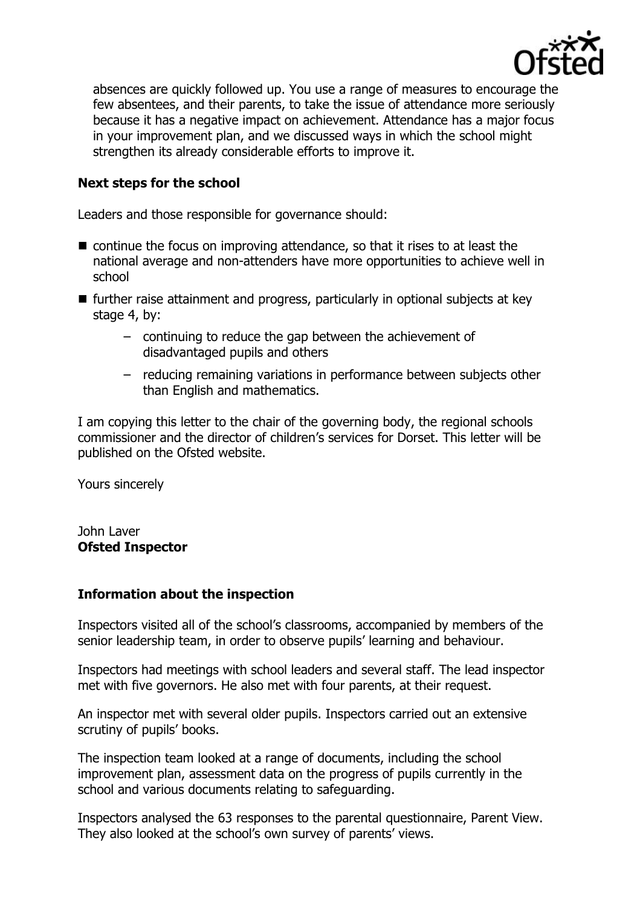absences are quickly followed up. You use a range of measures to encourage the few absentees, and their parents, to take the issue of attendance more seriously because it has a negative impact on achievement. Attendance has a major focus in your improvement plan, and we discussed ways in which the school might strengthen its already considerable efforts to improve it.

**Next steps for the school**

Leaders and those responsible for governance should:

- continue the focus on improving attendance, so that it rises to at least the national average and non-attenders have more opportunities to achieve well in school
- further raise attainment and progress, particularly in optional subjects at key stage 4, by:
  - continuing to reduce the gap between the achievement of disadvantaged pupils and others
  - reducing remaining variations in performance between subjects other than English and mathematics.

I am copying this letter to the chair of the governing body, the regional schools commissioner and the director of children's services for Dorset. This letter will be published on the Ofsted website.

Yours sincerely

John Laver
**Ofsted Inspector**

## Information about the inspection

Inspectors visited all of the school's classrooms, accompanied by members of the senior leadership team, in order to observe pupils' learning and behaviour.

Inspectors had meetings with school leaders and several staff. The lead inspector met with five governors. He also met with four parents, at their request.

An inspector met with several older pupils. Inspectors carried out an extensive scrutiny of pupils' books.

The inspection team looked at a range of documents, including the school improvement plan, assessment data on the progress of pupils currently in the school and various documents relating to safeguarding.

Inspectors analysed the 63 responses to the parental questionnaire, Parent View. They also looked at the school's own survey of parents' views.